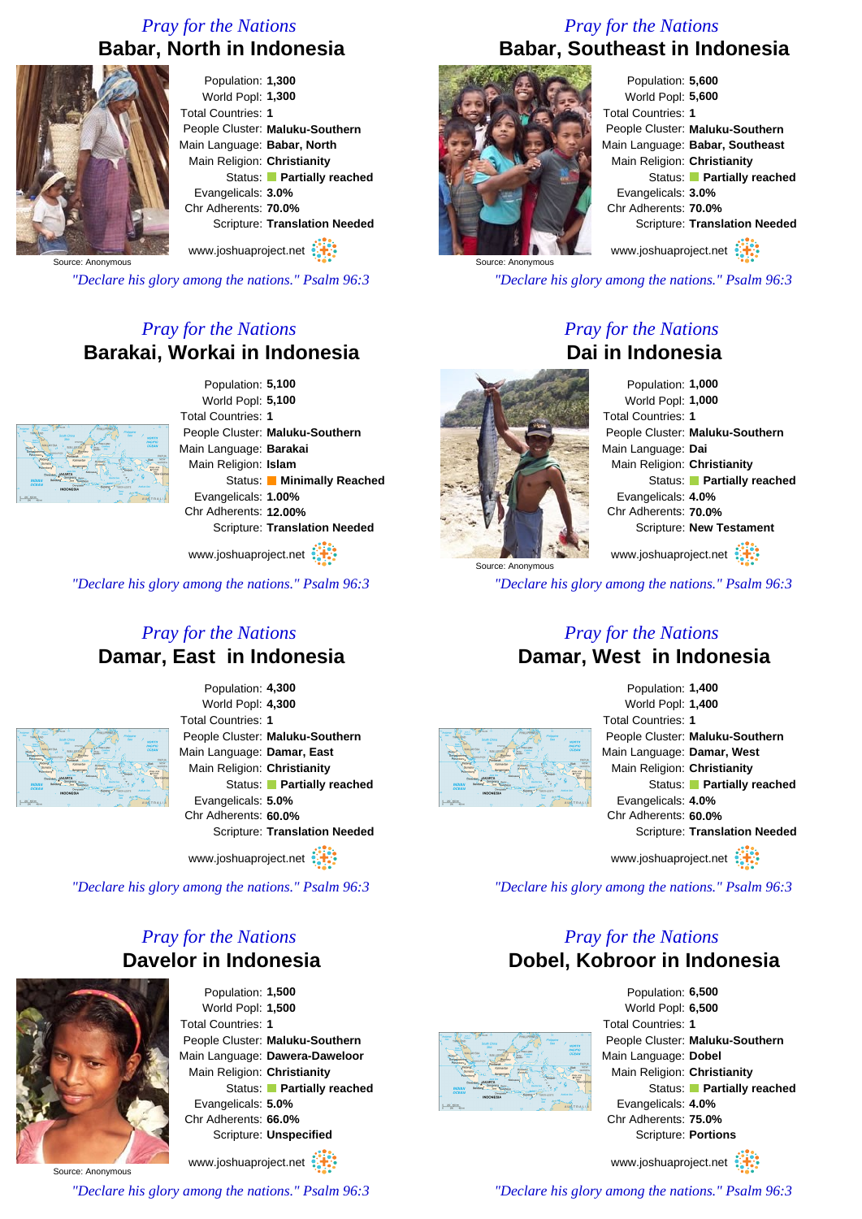*Pray for the Nations*

## Babar, North in Indonesia

Source: Anonymous

Population: **1,300**
World Popl: **1,300**
Total Countries: **1**
People Cluster: **Maluku-Southern**
Main Language: **Babar, North**
Main Religion: **Christianity**
Status: **Partially reached**
Evangelicals: **3.0%**
Chr Adherents: **70.0%**
Scripture: **Translation Needed**

www.joshuaproject.net

*"Declare his glory among the nations." Psalm 96:3*

*Pray for the Nations*

## Babar, Southeast in Indonesia

Source: Anonymous

Population: **5,600**
World Popl: **5,600**
Total Countries: **1**
People Cluster: **Maluku-Southern**
Main Language: **Babar, Southeast**
Main Religion: **Christianity**
Status: **Partially reached**
Evangelicals: **3.0%**
Chr Adherents: **70.0%**
Scripture: **Translation Needed**

www.joshuaproject.net

*"Declare his glory among the nations." Psalm 96:3*

*Pray for the Nations*

## Barakai, Workai in Indonesia

Population: **5,100**
World Popl: **5,100**
Total Countries: **1**
People Cluster: **Maluku-Southern**
Main Language: **Barakai**
Main Religion: **Islam**
Status: **Minimally Reached**
Evangelicals: **1.00%**
Chr Adherents: **12.00%**
Scripture: **Translation Needed**

www.joshuaproject.net

*"Declare his glory among the nations." Psalm 96:3*

*Pray for the Nations*

## Dai in Indonesia

Source: Anonymous

Population: **1,000**
World Popl: **1,000**
Total Countries: **1**
People Cluster: **Maluku-Southern**
Main Language: **Dai**
Main Religion: **Christianity**
Status: **Partially reached**
Evangelicals: **4.0%**
Chr Adherents: **70.0%**
Scripture: **New Testament**

www.joshuaproject.net

*"Declare his glory among the nations." Psalm 96:3*

*Pray for the Nations*

## Damar, East in Indonesia

Population: **4,300**
World Popl: **4,300**
Total Countries: **1**
People Cluster: **Maluku-Southern**
Main Language: **Damar, East**
Main Religion: **Christianity**
Status: **Partially reached**
Evangelicals: **5.0%**
Chr Adherents: **60.0%**
Scripture: **Translation Needed**

www.joshuaproject.net

*"Declare his glory among the nations." Psalm 96:3*

*Pray for the Nations*

## Damar, West in Indonesia

Population: **1,400**
World Popl: **1,400**
Total Countries: **1**
People Cluster: **Maluku-Southern**
Main Language: **Damar, West**
Main Religion: **Christianity**
Status: **Partially reached**
Evangelicals: **4.0%**
Chr Adherents: **60.0%**
Scripture: **Translation Needed**

www.joshuaproject.net

*"Declare his glory among the nations." Psalm 96:3*

*Pray for the Nations*

## Davelor in Indonesia

Source: Anonymous

Population: **1,500**
World Popl: **1,500**
Total Countries: **1**
People Cluster: **Maluku-Southern**
Main Language: **Dawera-Daweloor**
Main Religion: **Christianity**
Status: **Partially reached**
Evangelicals: **5.0%**
Chr Adherents: **66.0%**
Scripture: **Unspecified**

www.joshuaproject.net

*"Declare his glory among the nations." Psalm 96:3*

*Pray for the Nations*

## Dobel, Kobroor in Indonesia

Population: **6,500**
World Popl: **6,500**
Total Countries: **1**
People Cluster: **Maluku-Southern**
Main Language: **Dobel**
Main Religion: **Christianity**
Status: **Partially reached**
Evangelicals: **4.0%**
Chr Adherents: **75.0%**
Scripture: **Portions**

www.joshuaproject.net

*"Declare his glory among the nations." Psalm 96:3*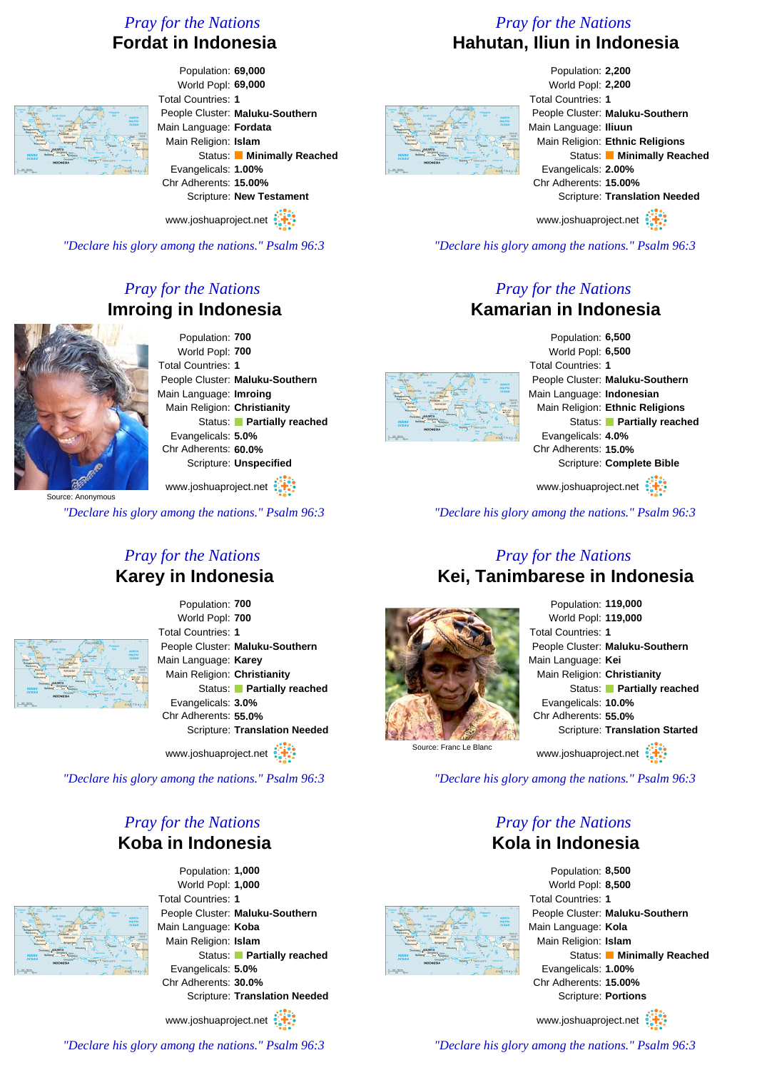*Pray for the Nations*

## Fordat in Indonesia

Population: **69,000**
World Popl: **69,000**
Total Countries: **1**
People Cluster: **Maluku-Southern**
Main Language: **Fordata**
Main Religion: **Islam**
Status: **Minimally Reached**
Evangelicals: **1.00%**
Chr Adherents: **15.00%**
Scripture: **New Testament**

www.joshuaproject.net

*"Declare his glory among the nations." Psalm 96:3*

*Pray for the Nations*

## Hahutan, Iliun in Indonesia

Population: **2,200**
World Popl: **2,200**
Total Countries: **1**
People Cluster: **Maluku-Southern**
Main Language: **Iliuun**
Main Religion: **Ethnic Religions**
Status: **Minimally Reached**
Evangelicals: **2.00%**
Chr Adherents: **15.00%**
Scripture: **Translation Needed**

www.joshuaproject.net

*"Declare his glory among the nations." Psalm 96:3*

*Pray for the Nations*

## Imroing in Indonesia

Source: Anonymous

Population: **700**
World Popl: **700**
Total Countries: **1**
People Cluster: **Maluku-Southern**
Main Language: **Imroing**
Main Religion: **Christianity**
Status: **Partially reached**
Evangelicals: **5.0%**
Chr Adherents: **60.0%**
Scripture: **Unspecified**

www.joshuaproject.net

*"Declare his glory among the nations." Psalm 96:3*

*Pray for the Nations*

## Kamarian in Indonesia

Population: **6,500**
World Popl: **6,500**
Total Countries: **1**
People Cluster: **Maluku-Southern**
Main Language: **Indonesian**
Main Religion: **Ethnic Religions**
Status: **Partially reached**
Evangelicals: **4.0%**
Chr Adherents: **15.0%**
Scripture: **Complete Bible**

www.joshuaproject.net

*"Declare his glory among the nations." Psalm 96:3*

*Pray for the Nations*

## Karey in Indonesia

Population: **700**
World Popl: **700**
Total Countries: **1**
People Cluster: **Maluku-Southern**
Main Language: **Karey**
Main Religion: **Christianity**
Status: **Partially reached**
Evangelicals: **3.0%**
Chr Adherents: **55.0%**
Scripture: **Translation Needed**

www.joshuaproject.net

*"Declare his glory among the nations." Psalm 96:3*

*Pray for the Nations*

## Kei, Tanimbarese in Indonesia

Source: Franc Le Blanc

Population: **119,000**
World Popl: **119,000**
Total Countries: **1**
People Cluster: **Maluku-Southern**
Main Language: **Kei**
Main Religion: **Christianity**
Status: **Partially reached**
Evangelicals: **10.0%**
Chr Adherents: **55.0%**
Scripture: **Translation Started**

www.joshuaproject.net

*"Declare his glory among the nations." Psalm 96:3*

*Pray for the Nations*

## Koba in Indonesia

Population: **1,000**
World Popl: **1,000**
Total Countries: **1**
People Cluster: **Maluku-Southern**
Main Language: **Koba**
Main Religion: **Islam**
Status: **Partially reached**
Evangelicals: **5.0%**
Chr Adherents: **30.0%**
Scripture: **Translation Needed**

www.joshuaproject.net

*"Declare his glory among the nations." Psalm 96:3*

*Pray for the Nations*

## Kola in Indonesia

Population: **8,500**
World Popl: **8,500**
Total Countries: **1**
People Cluster: **Maluku-Southern**
Main Language: **Kola**
Main Religion: **Islam**
Status: **Minimally Reached**
Evangelicals: **1.00%**
Chr Adherents: **15.00%**
Scripture: **Portions**

www.joshuaproject.net

*"Declare his glory among the nations." Psalm 96:3*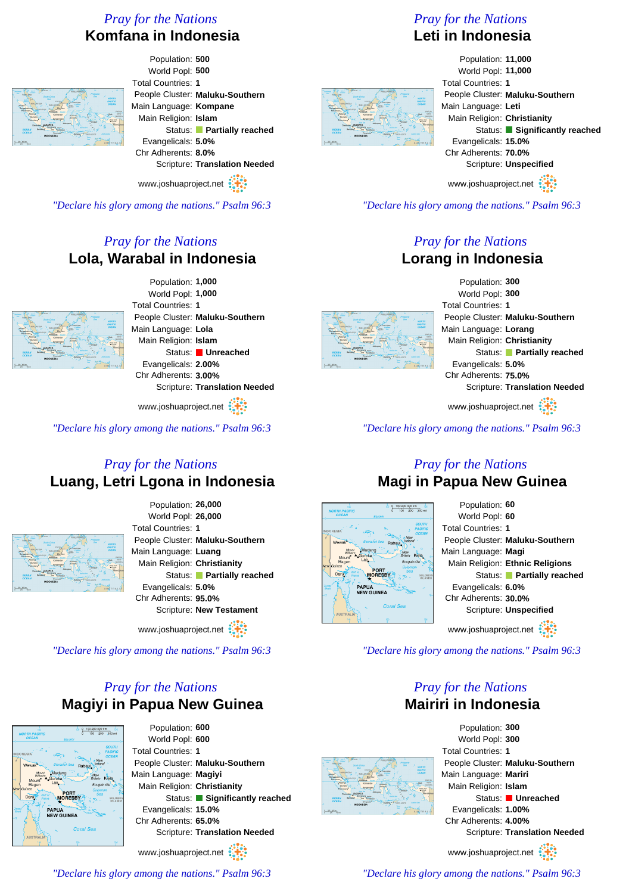*Pray for the Nations*

## Komfana in Indonesia

Population: **500**
World Popl: **500**
Total Countries: **1**
People Cluster: **Maluku-Southern**
Main Language: **Kompane**
Main Religion: **Islam**
Status: **Partially reached**
Evangelicals: **5.0%**
Chr Adherents: **8.0%**
Scripture: **Translation Needed**

www.joshuaproject.net

*"Declare his glory among the nations." Psalm 96:3*

*Pray for the Nations*

## Leti in Indonesia

Population: **11,000**
World Popl: **11,000**
Total Countries: **1**
People Cluster: **Maluku-Southern**
Main Language: **Leti**
Main Religion: **Christianity**
Status: **Significantly reached**
Evangelicals: **15.0%**
Chr Adherents: **70.0%**
Scripture: **Unspecified**

www.joshuaproject.net

*"Declare his glory among the nations." Psalm 96:3*

*Pray for the Nations*

## Lola, Warabal in Indonesia

Population: **1,000**
World Popl: **1,000**
Total Countries: **1**
People Cluster: **Maluku-Southern**
Main Language: **Lola**
Main Religion: **Islam**
Status: **Unreached**
Evangelicals: **2.00%**
Chr Adherents: **3.00%**
Scripture: **Translation Needed**

www.joshuaproject.net

*"Declare his glory among the nations." Psalm 96:3*

*Pray for the Nations*

## Lorang in Indonesia

Population: **300**
World Popl: **300**
Total Countries: **1**
People Cluster: **Maluku-Southern**
Main Language: **Lorang**
Main Religion: **Christianity**
Status: **Partially reached**
Evangelicals: **5.0%**
Chr Adherents: **75.0%**
Scripture: **Translation Needed**

www.joshuaproject.net

*"Declare his glory among the nations." Psalm 96:3*

*Pray for the Nations*

## Luang, Letri Lgona in Indonesia

Population: **26,000**
World Popl: **26,000**
Total Countries: **1**
People Cluster: **Maluku-Southern**
Main Language: **Luang**
Main Religion: **Christianity**
Status: **Partially reached**
Evangelicals: **5.0%**
Chr Adherents: **95.0%**
Scripture: **New Testament**

www.joshuaproject.net

*"Declare his glory among the nations." Psalm 96:3*

*Pray for the Nations*

## Magi in Papua New Guinea

Population: **60**
World Popl: **60**
Total Countries: **1**
People Cluster: **Maluku-Southern**
Main Language: **Magi**
Main Religion: **Ethnic Religions**
Status: **Partially reached**
Evangelicals: **6.0%**
Chr Adherents: **30.0%**
Scripture: **Unspecified**

www.joshuaproject.net

*"Declare his glory among the nations." Psalm 96:3*

*Pray for the Nations*

## Magiyi in Papua New Guinea

Population: **600**
World Popl: **600**
Total Countries: **1**
People Cluster: **Maluku-Southern**
Main Language: **Magiyi**
Main Religion: **Christianity**
Status: **Significantly reached**
Evangelicals: **15.0%**
Chr Adherents: **65.0%**
Scripture: **Translation Needed**

www.joshuaproject.net

*"Declare his glory among the nations." Psalm 96:3*

*Pray for the Nations*

## Mairiri in Indonesia

Population: **300**
World Popl: **300**
Total Countries: **1**
People Cluster: **Maluku-Southern**
Main Language: **Mariri**
Main Religion: **Islam**
Status: **Unreached**
Evangelicals: **1.00%**
Chr Adherents: **4.00%**
Scripture: **Translation Needed**

www.joshuaproject.net

*"Declare his glory among the nations." Psalm 96:3*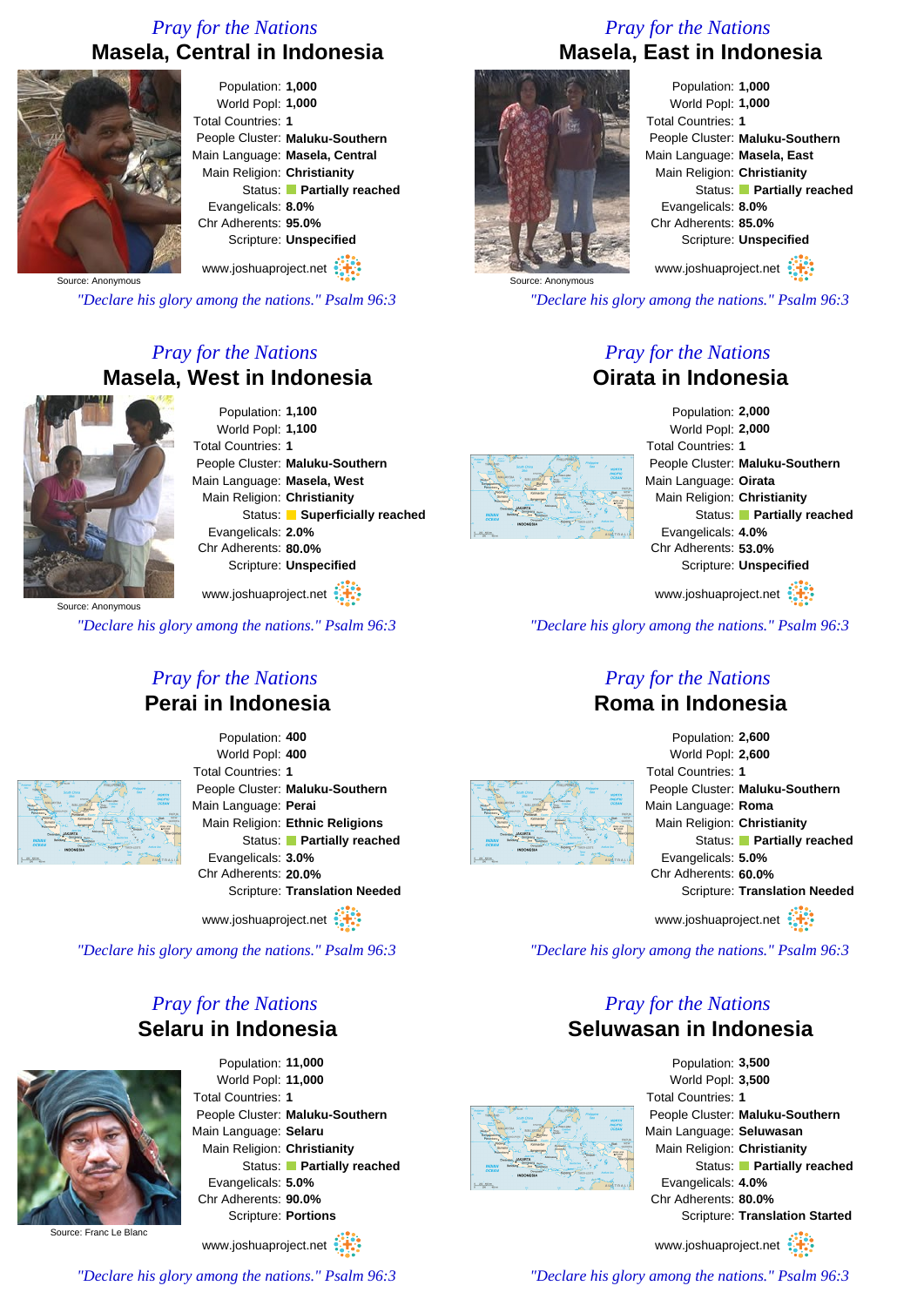*Pray for the Nations*

## Masela, Central in Indonesia

Source: Anonymous

Population: **1,000**
World Popl: **1,000**
Total Countries: **1**
People Cluster: **Maluku-Southern**
Main Language: **Masela, Central**
Main Religion: **Christianity**
Status: **Partially reached**
Evangelicals: **8.0%**
Chr Adherents: **95.0%**
Scripture: **Unspecified**

www.joshuaproject.net

*"Declare his glory among the nations." Psalm 96:3*

*Pray for the Nations*

## Masela, East in Indonesia

Source: Anonymous

Population: **1,000**
World Popl: **1,000**
Total Countries: **1**
People Cluster: **Maluku-Southern**
Main Language: **Masela, East**
Main Religion: **Christianity**
Status: **Partially reached**
Evangelicals: **8.0%**
Chr Adherents: **85.0%**
Scripture: **Unspecified**

www.joshuaproject.net

*"Declare his glory among the nations." Psalm 96:3*

*Pray for the Nations*

## Masela, West in Indonesia

Source: Anonymous

Population: **1,100**
World Popl: **1,100**
Total Countries: **1**
People Cluster: **Maluku-Southern**
Main Language: **Masela, West**
Main Religion: **Christianity**
Status: **Superficially reached**
Evangelicals: **2.0%**
Chr Adherents: **80.0%**
Scripture: **Unspecified**

www.joshuaproject.net

*"Declare his glory among the nations." Psalm 96:3*

*Pray for the Nations*

## Oirata in Indonesia

Population: **2,000**
World Popl: **2,000**
Total Countries: **1**
People Cluster: **Maluku-Southern**
Main Language: **Oirata**
Main Religion: **Christianity**
Status: **Partially reached**
Evangelicals: **4.0%**
Chr Adherents: **53.0%**
Scripture: **Unspecified**

www.joshuaproject.net

*"Declare his glory among the nations." Psalm 96:3*

*Pray for the Nations*

## Perai in Indonesia

Population: **400**
World Popl: **400**
Total Countries: **1**
People Cluster: **Maluku-Southern**
Main Language: **Perai**
Main Religion: **Ethnic Religions**
Status: **Partially reached**
Evangelicals: **3.0%**
Chr Adherents: **20.0%**
Scripture: **Translation Needed**

www.joshuaproject.net

*"Declare his glory among the nations." Psalm 96:3*

*Pray for the Nations*

## Roma in Indonesia

Population: **2,600**
World Popl: **2,600**
Total Countries: **1**
People Cluster: **Maluku-Southern**
Main Language: **Roma**
Main Religion: **Christianity**
Status: **Partially reached**
Evangelicals: **5.0%**
Chr Adherents: **60.0%**
Scripture: **Translation Needed**

www.joshuaproject.net

*"Declare his glory among the nations." Psalm 96:3*

*Pray for the Nations*

## Selaru in Indonesia

Source: Franc Le Blanc

Population: **11,000**
World Popl: **11,000**
Total Countries: **1**
People Cluster: **Maluku-Southern**
Main Language: **Selaru**
Main Religion: **Christianity**
Status: **Partially reached**
Evangelicals: **5.0%**
Chr Adherents: **90.0%**
Scripture: **Portions**

www.joshuaproject.net

*"Declare his glory among the nations." Psalm 96:3*

*Pray for the Nations*

## Seluwasan in Indonesia

Population: **3,500**
World Popl: **3,500**
Total Countries: **1**
People Cluster: **Maluku-Southern**
Main Language: **Seluwasan**
Main Religion: **Christianity**
Status: **Partially reached**
Evangelicals: **4.0%**
Chr Adherents: **80.0%**
Scripture: **Translation Started**

www.joshuaproject.net

*"Declare his glory among the nations." Psalm 96:3*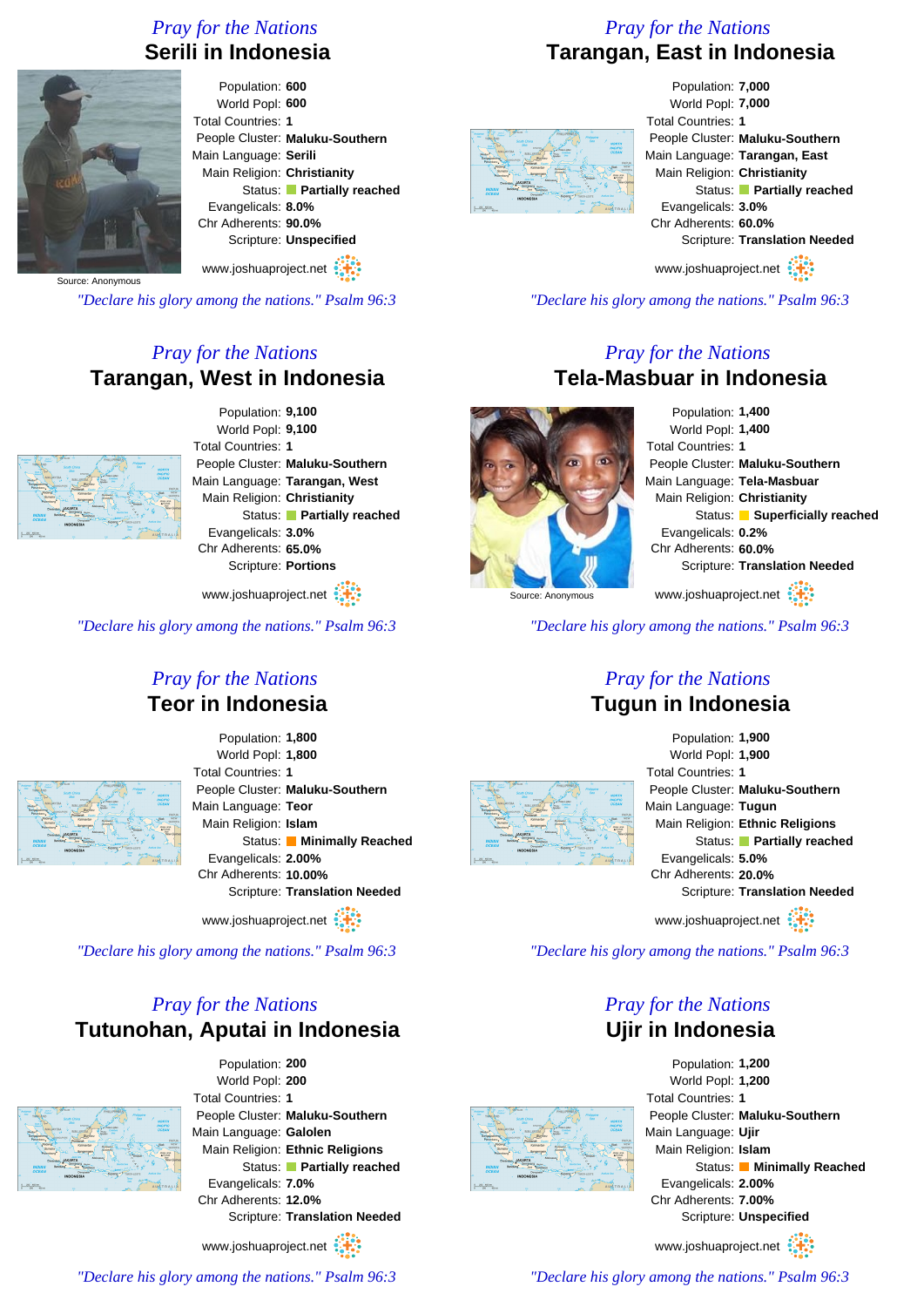*Pray for the Nations*

## Serili in Indonesia

Source: Anonymous

Population: **600**
World Popl: **600**
Total Countries: **1**
People Cluster: **Maluku-Southern**
Main Language: **Serili**
Main Religion: **Christianity**
Status: **Partially reached**
Evangelicals: **8.0%**
Chr Adherents: **90.0%**
Scripture: **Unspecified**

www.joshuaproject.net

*"Declare his glory among the nations." Psalm 96:3*

*Pray for the Nations*

## Tarangan, East in Indonesia

Population: **7,000**
World Popl: **7,000**
Total Countries: **1**
People Cluster: **Maluku-Southern**
Main Language: **Tarangan, East**
Main Religion: **Christianity**
Status: **Partially reached**
Evangelicals: **3.0%**
Chr Adherents: **60.0%**
Scripture: **Translation Needed**

www.joshuaproject.net

*"Declare his glory among the nations." Psalm 96:3*

*Pray for the Nations*

## Tarangan, West in Indonesia

Population: **9,100**
World Popl: **9,100**
Total Countries: **1**
People Cluster: **Maluku-Southern**
Main Language: **Tarangan, West**
Main Religion: **Christianity**
Status: **Partially reached**
Evangelicals: **3.0%**
Chr Adherents: **65.0%**
Scripture: **Portions**

www.joshuaproject.net

*"Declare his glory among the nations." Psalm 96:3*

*Pray for the Nations*

## Tela-Masbuar in Indonesia

Source: Anonymous

Population: **1,400**
World Popl: **1,400**
Total Countries: **1**
People Cluster: **Maluku-Southern**
Main Language: **Tela-Masbuar**
Main Religion: **Christianity**
Status: **Superficially reached**
Evangelicals: **0.2%**
Chr Adherents: **60.0%**
Scripture: **Translation Needed**

www.joshuaproject.net

*"Declare his glory among the nations." Psalm 96:3*

*Pray for the Nations*

## Teor in Indonesia

Population: **1,800**
World Popl: **1,800**
Total Countries: **1**
People Cluster: **Maluku-Southern**
Main Language: **Teor**
Main Religion: **Islam**
Status: **Minimally Reached**
Evangelicals: **2.00%**
Chr Adherents: **10.00%**
Scripture: **Translation Needed**

www.joshuaproject.net

*"Declare his glory among the nations." Psalm 96:3*

*Pray for the Nations*

## Tugun in Indonesia

Population: **1,900**
World Popl: **1,900**
Total Countries: **1**
People Cluster: **Maluku-Southern**
Main Language: **Tugun**
Main Religion: **Ethnic Religions**
Status: **Partially reached**
Evangelicals: **5.0%**
Chr Adherents: **20.0%**
Scripture: **Translation Needed**

www.joshuaproject.net

*"Declare his glory among the nations." Psalm 96:3*

*Pray for the Nations*

## Tutunohan, Aputai in Indonesia

Population: **200**
World Popl: **200**
Total Countries: **1**
People Cluster: **Maluku-Southern**
Main Language: **Galolen**
Main Religion: **Ethnic Religions**
Status: **Partially reached**
Evangelicals: **7.0%**
Chr Adherents: **12.0%**
Scripture: **Translation Needed**

www.joshuaproject.net

*"Declare his glory among the nations." Psalm 96:3*

*Pray for the Nations*

## Ujir in Indonesia

Population: **1,200**
World Popl: **1,200**
Total Countries: **1**
People Cluster: **Maluku-Southern**
Main Language: **Ujir**
Main Religion: **Islam**
Status: **Minimally Reached**
Evangelicals: **2.00%**
Chr Adherents: **7.00%**
Scripture: **Unspecified**

www.joshuaproject.net

*"Declare his glory among the nations." Psalm 96:3*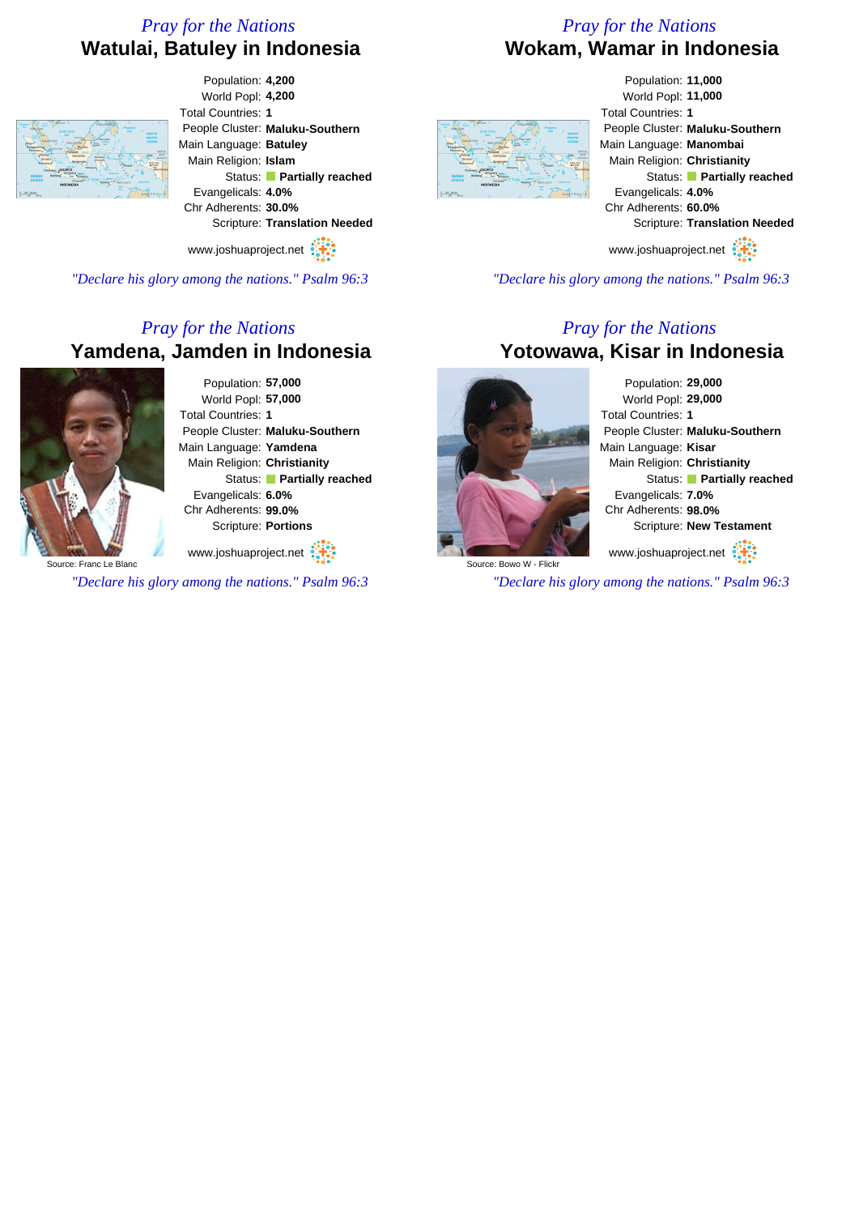*Pray for the Nations*

## Watulai, Batuley in Indonesia

Population: **4,200**
World Popl: **4,200**
Total Countries: **1**
People Cluster: **Maluku-Southern**
Main Language: **Batuley**
Main Religion: **Islam**
Status: **Partially reached**
Evangelicals: **4.0%**
Chr Adherents: **30.0%**
Scripture: **Translation Needed**

www.joshuaproject.net

*"Declare his glory among the nations." Psalm 96:3*

*Pray for the Nations*

## Wokam, Wamar in Indonesia

Population: **11,000**
World Popl: **11,000**
Total Countries: **1**
People Cluster: **Maluku-Southern**
Main Language: **Manombai**
Main Religion: **Christianity**
Status: **Partially reached**
Evangelicals: **4.0%**
Chr Adherents: **60.0%**
Scripture: **Translation Needed**

www.joshuaproject.net

*"Declare his glory among the nations." Psalm 96:3*

*Pray for the Nations*

## Yamdena, Jamden in Indonesia

Source: Franc Le Blanc

Population: **57,000**
World Popl: **57,000**
Total Countries: **1**
People Cluster: **Maluku-Southern**
Main Language: **Yamdena**
Main Religion: **Christianity**
Status: **Partially reached**
Evangelicals: **6.0%**
Chr Adherents: **99.0%**
Scripture: **Portions**

www.joshuaproject.net

*"Declare his glory among the nations." Psalm 96:3*

*Pray for the Nations*

## Yotowawa, Kisar in Indonesia

Source: Bowo W - Flickr

Population: **29,000**
World Popl: **29,000**
Total Countries: **1**
People Cluster: **Maluku-Southern**
Main Language: **Kisar**
Main Religion: **Christianity**
Status: **Partially reached**
Evangelicals: **7.0%**
Chr Adherents: **98.0%**
Scripture: **New Testament**

www.joshuaproject.net

*"Declare his glory among the nations." Psalm 96:3*